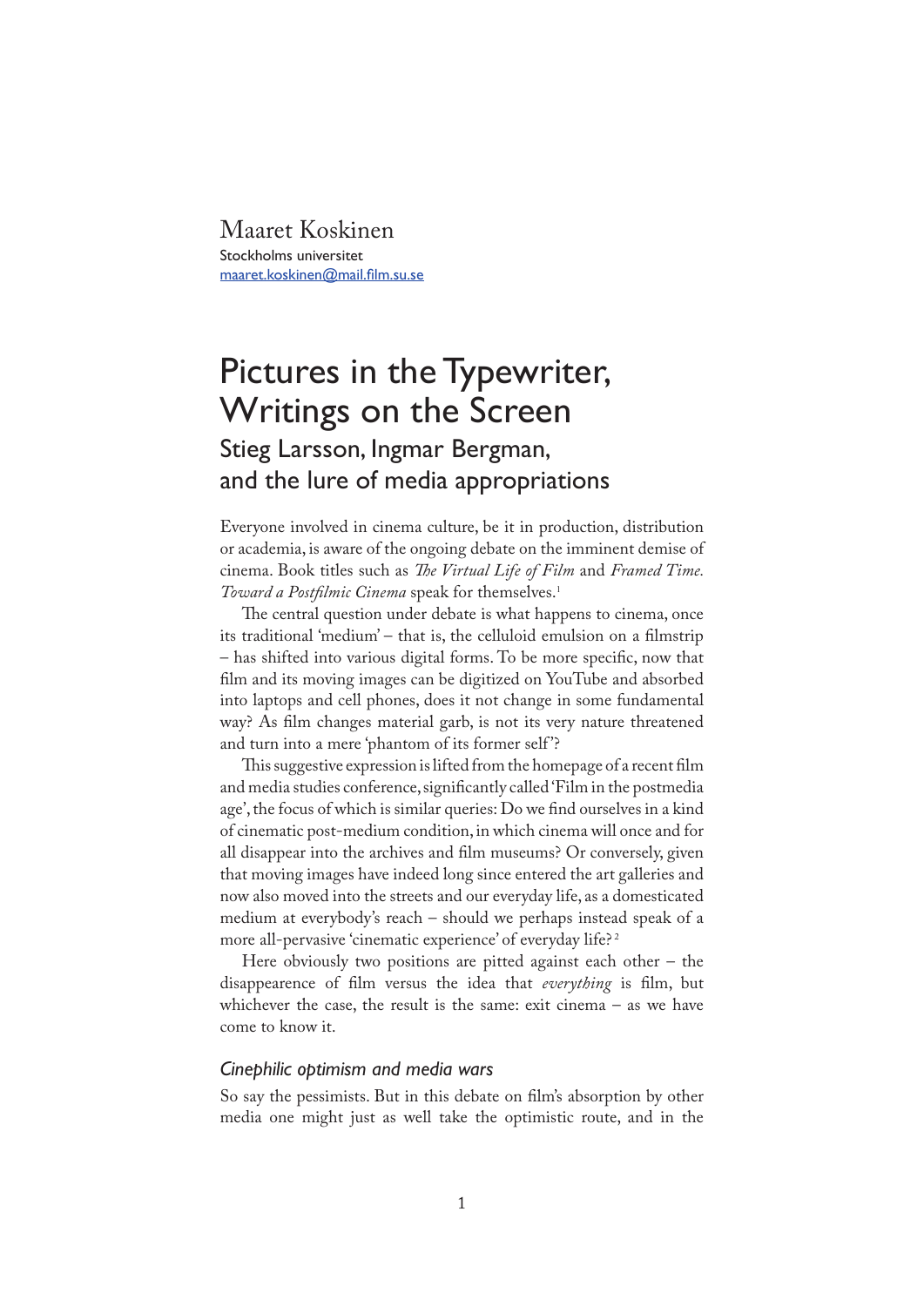Maaret Koskinen
Stockholms universitet
maaret.koskinen@mail.film.su.se

# Pictures in the Typewriter, Writings on the Screen

## Stieg Larsson, Ingmar Bergman, and the lure of media appropriations

Everyone involved in cinema culture, be it in production, distribution or academia, is aware of the ongoing debate on the imminent demise of cinema. Book titles such as *The Virtual Life of Film* and *Framed Time. Toward a Postfilmic Cinema* speak for themselves.[1]

The central question under debate is what happens to cinema, once its traditional 'medium' – that is, the celluloid emulsion on a filmstrip – has shifted into various digital forms. To be more specific, now that film and its moving images can be digitized on YouTube and absorbed into laptops and cell phones, does it not change in some fundamental way? As film changes material garb, is not its very nature threatened and turn into a mere 'phantom of its former self'?

This suggestive expression is lifted from the homepage of a recent film and media studies conference, significantly called 'Film in the postmedia age', the focus of which is similar queries: Do we find ourselves in a kind of cinematic post-medium condition, in which cinema will once and for all disappear into the archives and film museums? Or conversely, given that moving images have indeed long since entered the art galleries and now also moved into the streets and our everyday life, as a domesticated medium at everybody's reach – should we perhaps instead speak of a more all-pervasive 'cinematic experience' of everyday life?[2]

Here obviously two positions are pitted against each other – the disappearence of film versus the idea that *everything* is film, but whichever the case, the result is the same: exit cinema – as we have come to know it.

### *Cinephilic optimism and media wars*

So say the pessimists. But in this debate on film's absorption by other media one might just as well take the optimistic route, and in the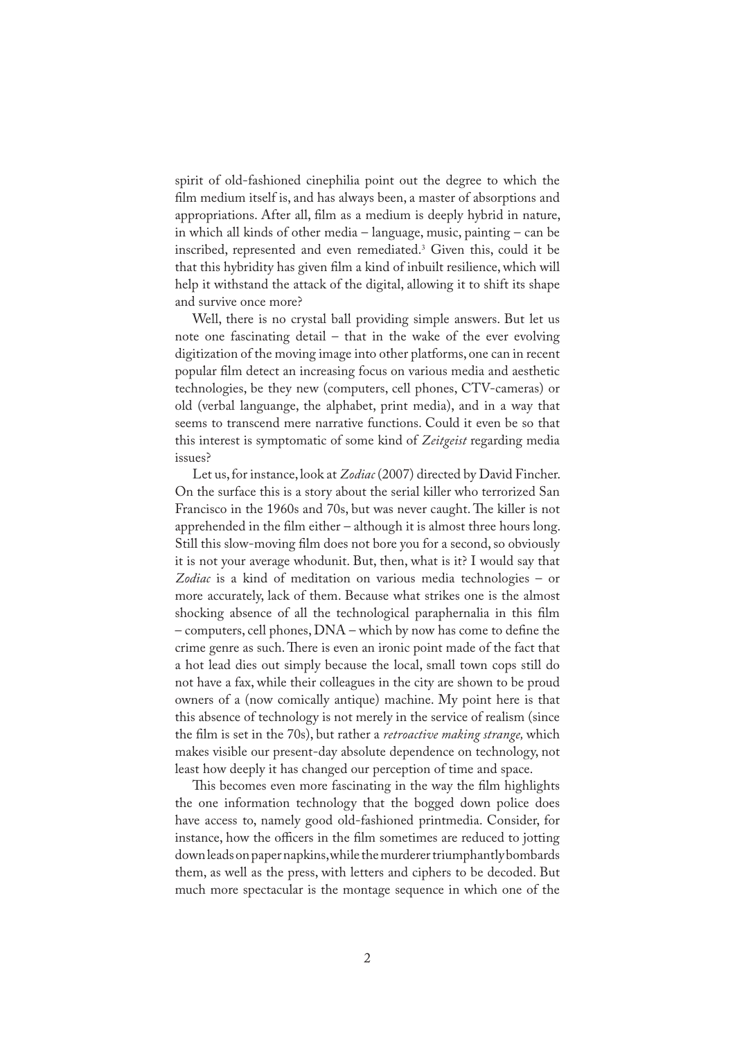spirit of old-fashioned cinephilia point out the degree to which the film medium itself is, and has always been, a master of absorptions and appropriations. After all, film as a medium is deeply hybrid in nature, in which all kinds of other media – language, music, painting – can be inscribed, represented and even remediated.[3] Given this, could it be that this hybridity has given film a kind of inbuilt resilience, which will help it withstand the attack of the digital, allowing it to shift its shape and survive once more?

Well, there is no crystal ball providing simple answers. But let us note one fascinating detail – that in the wake of the ever evolving digitization of the moving image into other platforms, one can in recent popular film detect an increasing focus on various media and aesthetic technologies, be they new (computers, cell phones, CTV-cameras) or old (verbal languange, the alphabet, print media), and in a way that seems to transcend mere narrative functions. Could it even be so that this interest is symptomatic of some kind of *Zeitgeist* regarding media issues?

Let us, for instance, look at *Zodiac* (2007) directed by David Fincher. On the surface this is a story about the serial killer who terrorized San Francisco in the 1960s and 70s, but was never caught. The killer is not apprehended in the film either – although it is almost three hours long. Still this slow-moving film does not bore you for a second, so obviously it is not your average whodunit. But, then, what is it? I would say that *Zodiac* is a kind of meditation on various media technologies – or more accurately, lack of them. Because what strikes one is the almost shocking absence of all the technological paraphernalia in this film – computers, cell phones, DNA – which by now has come to define the crime genre as such. There is even an ironic point made of the fact that a hot lead dies out simply because the local, small town cops still do not have a fax, while their colleagues in the city are shown to be proud owners of a (now comically antique) machine. My point here is that this absence of technology is not merely in the service of realism (since the film is set in the 70s), but rather a *retroactive making strange,* which makes visible our present-day absolute dependence on technology, not least how deeply it has changed our perception of time and space.

This becomes even more fascinating in the way the film highlights the one information technology that the bogged down police does have access to, namely good old-fashioned printmedia. Consider, for instance, how the officers in the film sometimes are reduced to jotting down leads on paper napkins, while the murderer triumphantly bombards them, as well as the press, with letters and ciphers to be decoded. But much more spectacular is the montage sequence in which one of the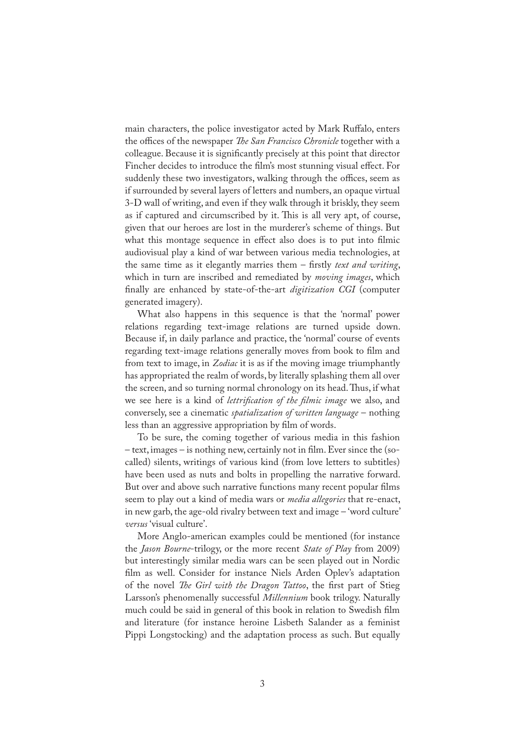main characters, the police investigator acted by Mark Ruffalo, enters the offices of the newspaper *The San Francisco Chronicle* together with a colleague. Because it is significantly precisely at this point that director Fincher decides to introduce the film's most stunning visual effect. For suddenly these two investigators, walking through the offices, seem as if surrounded by several layers of letters and numbers, an opaque virtual 3-D wall of writing, and even if they walk through it briskly, they seem as if captured and circumscribed by it. This is all very apt, of course, given that our heroes are lost in the murderer's scheme of things. But what this montage sequence in effect also does is to put into filmic audiovisual play a kind of war between various media technologies, at the same time as it elegantly marries them – firstly *text and writing*, which in turn are inscribed and remediated by *moving images*, which finally are enhanced by state-of-the-art *digitization CGI* (computer generated imagery).

What also happens in this sequence is that the 'normal' power relations regarding text-image relations are turned upside down. Because if, in daily parlance and practice, the 'normal' course of events regarding text-image relations generally moves from book to film and from text to image, in *Zodiac* it is as if the moving image triumphantly has appropriated the realm of words, by literally splashing them all over the screen, and so turning normal chronology on its head. Thus, if what we see here is a kind of *lettrification of the filmic image* we also, and conversely, see a cinematic *spatialization of written language* – nothing less than an aggressive appropriation by film of words.

To be sure, the coming together of various media in this fashion – text, images – is nothing new, certainly not in film. Ever since the (so-called) silents, writings of various kind (from love letters to subtitles) have been used as nuts and bolts in propelling the narrative forward. But over and above such narrative functions many recent popular films seem to play out a kind of media wars or *media allegories* that re-enact, in new garb, the age-old rivalry between text and image – 'word culture' *versus* 'visual culture'.

More Anglo-american examples could be mentioned (for instance the *Jason Bourne*-trilogy, or the more recent *State of Play* from 2009) but interestingly similar media wars can be seen played out in Nordic film as well. Consider for instance Niels Arden Oplev's adaptation of the novel *The Girl with the Dragon Tattoo*, the first part of Stieg Larsson's phenomenally successful *Millennium* book trilogy. Naturally much could be said in general of this book in relation to Swedish film and literature (for instance heroine Lisbeth Salander as a feminist Pippi Longstocking) and the adaptation process as such. But equally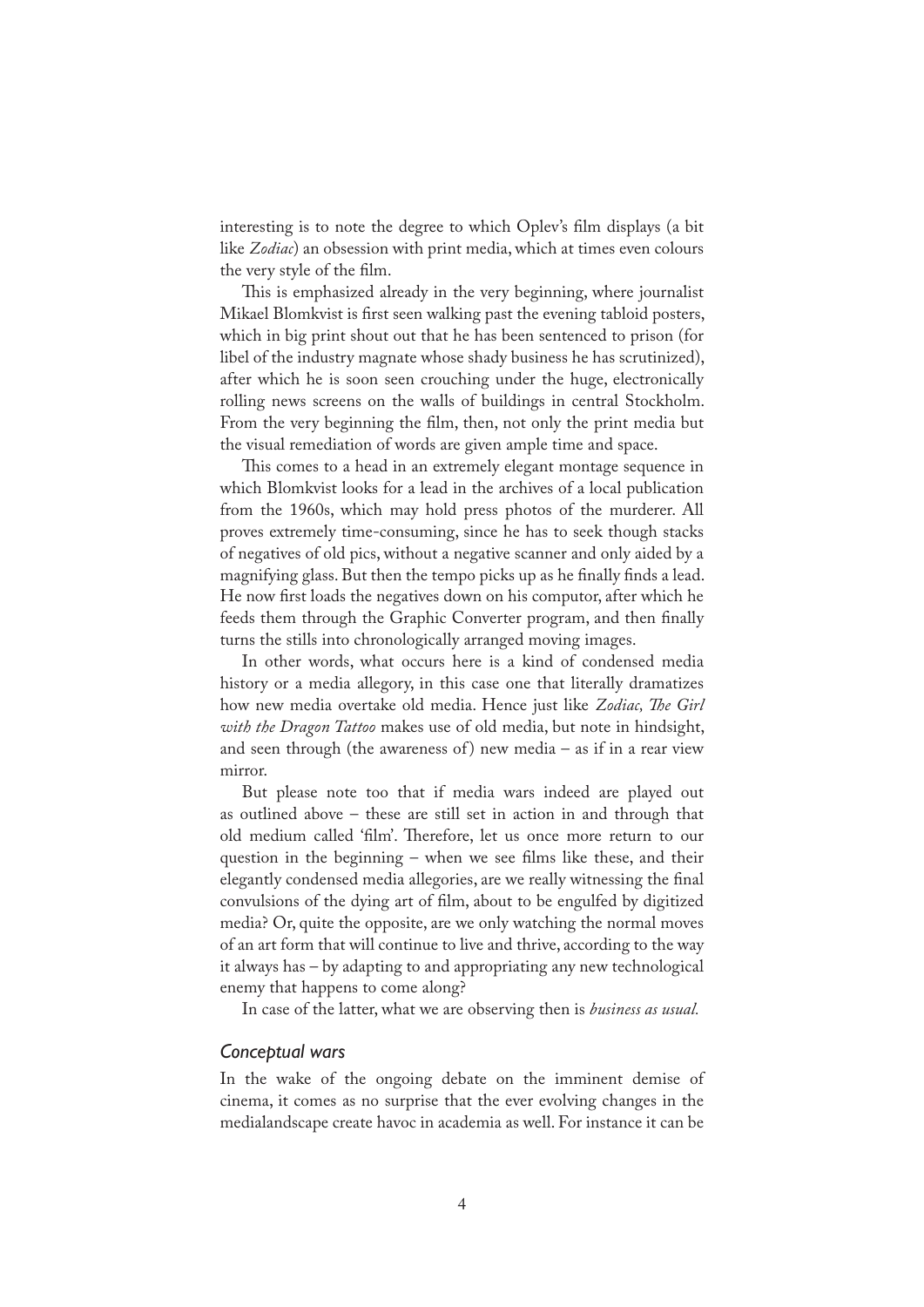interesting is to note the degree to which Oplev's film displays (a bit like *Zodiac*) an obsession with print media, which at times even colours the very style of the film.

This is emphasized already in the very beginning, where journalist Mikael Blomkvist is first seen walking past the evening tabloid posters, which in big print shout out that he has been sentenced to prison (for libel of the industry magnate whose shady business he has scrutinized), after which he is soon seen crouching under the huge, electronically rolling news screens on the walls of buildings in central Stockholm. From the very beginning the film, then, not only the print media but the visual remediation of words are given ample time and space.

This comes to a head in an extremely elegant montage sequence in which Blomkvist looks for a lead in the archives of a local publication from the 1960s, which may hold press photos of the murderer. All proves extremely time-consuming, since he has to seek though stacks of negatives of old pics, without a negative scanner and only aided by a magnifying glass. But then the tempo picks up as he finally finds a lead. He now first loads the negatives down on his computor, after which he feeds them through the Graphic Converter program, and then finally turns the stills into chronologically arranged moving images.

In other words, what occurs here is a kind of condensed media history or a media allegory, in this case one that literally dramatizes how new media overtake old media. Hence just like *Zodiac, The Girl with the Dragon Tattoo* makes use of old media, but note in hindsight, and seen through (the awareness of) new media – as if in a rear view mirror.

But please note too that if media wars indeed are played out as outlined above – these are still set in action in and through that old medium called 'film'. Therefore, let us once more return to our question in the beginning – when we see films like these, and their elegantly condensed media allegories, are we really witnessing the final convulsions of the dying art of film, about to be engulfed by digitized media? Or, quite the opposite, are we only watching the normal moves of an art form that will continue to live and thrive, according to the way it always has – by adapting to and appropriating any new technological enemy that happens to come along?

In case of the latter, what we are observing then is *business as usual.*

### *Conceptual wars*

In the wake of the ongoing debate on the imminent demise of cinema, it comes as no surprise that the ever evolving changes in the medialandscape create havoc in academia as well. For instance it can be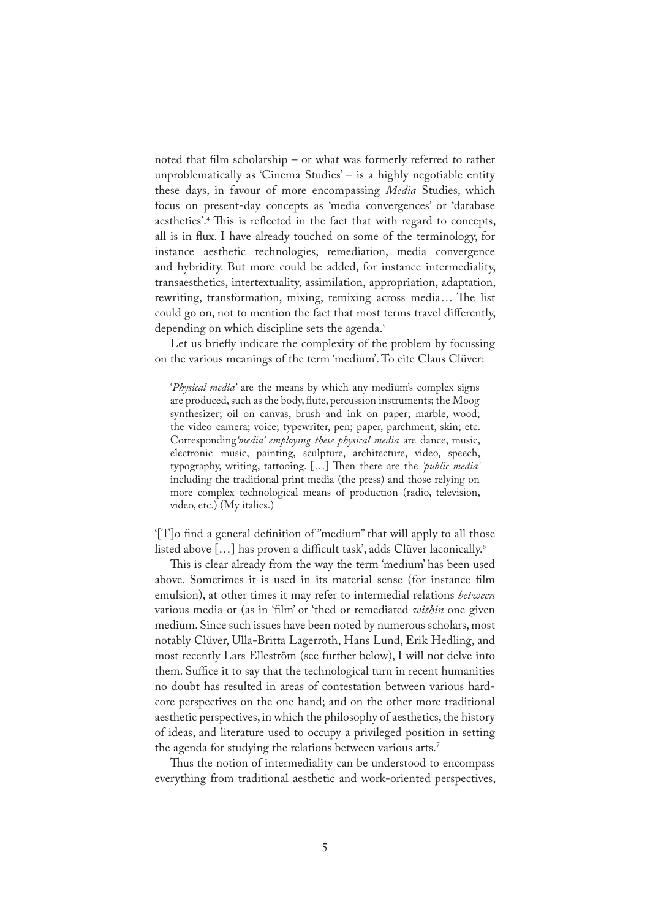noted that film scholarship – or what was formerly referred to rather unproblematically as 'Cinema Studies' – is a highly negotiable entity these days, in favour of more encompassing *Media* Studies, which focus on present-day concepts as 'media convergences' or 'database aesthetics'.[4] This is reflected in the fact that with regard to concepts, all is in flux. I have already touched on some of the terminology, for instance aesthetic technologies, remediation, media convergence and hybridity. But more could be added, for instance intermediality, transaesthetics, intertextuality, assimilation, appropriation, adaptation, rewriting, transformation, mixing, remixing across media… The list could go on, not to mention the fact that most terms travel differently, depending on which discipline sets the agenda.[5]

Let us briefly indicate the complexity of the problem by focussing on the various meanings of the term 'medium'. To cite Claus Clüver:

> '*Physical media*' are the means by which any medium's complex signs are produced, such as the body, flute, percussion instruments; the Moog synthesizer; oil on canvas, brush and ink on paper; marble, wood; the video camera; voice; typewriter, pen; paper, parchment, skin; etc. Corresponding *'media' employing these physical media* are dance, music, electronic music, painting, sculpture, architecture, video, speech, typography, writing, tattooing. […] Then there are the *'public media'* including the traditional print media (the press) and those relying on more complex technological means of production (radio, television, video, etc.) (My italics.)

'[T]o find a general definition of "medium" that will apply to all those listed above […] has proven a difficult task', adds Clüver laconically.[6]

This is clear already from the way the term 'medium' has been used above. Sometimes it is used in its material sense (for instance film emulsion), at other times it may refer to intermedial relations *between* various media or (as in 'film' or 'thed or remediated *within* one given medium. Since such issues have been noted by numerous scholars, most notably Clüver, Ulla-Britta Lagerroth, Hans Lund, Erik Hedling, and most recently Lars Elleström (see further below), I will not delve into them. Suffice it to say that the technological turn in recent humanities no doubt has resulted in areas of contestation between various hard-core perspectives on the one hand; and on the other more traditional aesthetic perspectives, in which the philosophy of aesthetics, the history of ideas, and literature used to occupy a privileged position in setting the agenda for studying the relations between various arts.[7]

Thus the notion of intermediality can be understood to encompass everything from traditional aesthetic and work-oriented perspectives,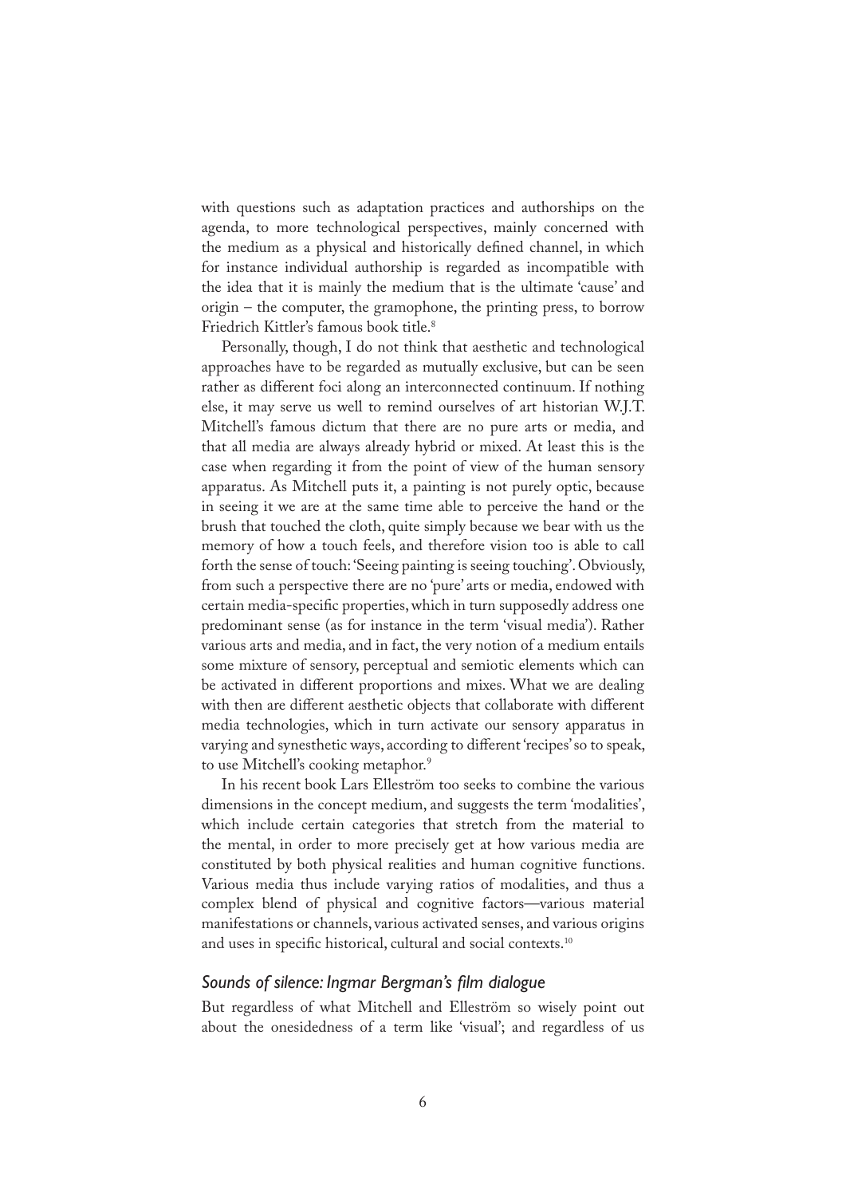with questions such as adaptation practices and authorships on the agenda, to more technological perspectives, mainly concerned with the medium as a physical and historically defined channel, in which for instance individual authorship is regarded as incompatible with the idea that it is mainly the medium that is the ultimate 'cause' and origin – the computer, the gramophone, the printing press, to borrow Friedrich Kittler's famous book title.[8]

Personally, though, I do not think that aesthetic and technological approaches have to be regarded as mutually exclusive, but can be seen rather as different foci along an interconnected continuum. If nothing else, it may serve us well to remind ourselves of art historian W.J.T. Mitchell's famous dictum that there are no pure arts or media, and that all media are always already hybrid or mixed. At least this is the case when regarding it from the point of view of the human sensory apparatus. As Mitchell puts it, a painting is not purely optic, because in seeing it we are at the same time able to perceive the hand or the brush that touched the cloth, quite simply because we bear with us the memory of how a touch feels, and therefore vision too is able to call forth the sense of touch: 'Seeing painting is seeing touching'. Obviously, from such a perspective there are no 'pure' arts or media, endowed with certain media-specific properties, which in turn supposedly address one predominant sense (as for instance in the term 'visual media'). Rather various arts and media, and in fact, the very notion of a medium entails some mixture of sensory, perceptual and semiotic elements which can be activated in different proportions and mixes. What we are dealing with then are different aesthetic objects that collaborate with different media technologies, which in turn activate our sensory apparatus in varying and synesthetic ways, according to different 'recipes' so to speak, to use Mitchell's cooking metaphor.[9]

In his recent book Lars Elleström too seeks to combine the various dimensions in the concept medium, and suggests the term 'modalities', which include certain categories that stretch from the material to the mental, in order to more precisely get at how various media are constituted by both physical realities and human cognitive functions. Various media thus include varying ratios of modalities, and thus a complex blend of physical and cognitive factors—various material manifestations or channels, various activated senses, and various origins and uses in specific historical, cultural and social contexts.[10]

### *Sounds of silence: Ingmar Bergman's film dialogue*

But regardless of what Mitchell and Elleström so wisely point out about the onesidedness of a term like 'visual'; and regardless of us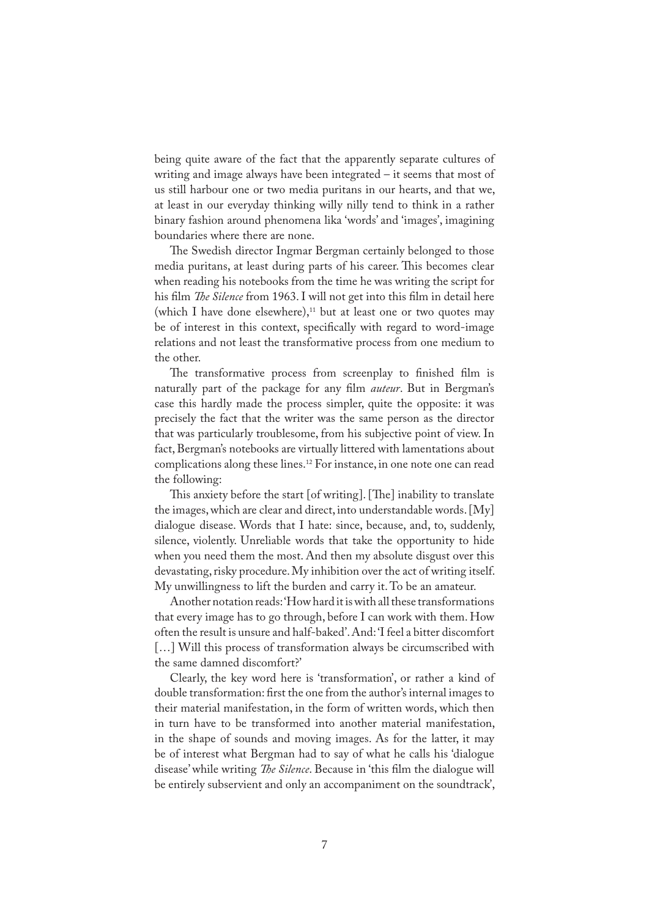being quite aware of the fact that the apparently separate cultures of writing and image always have been integrated – it seems that most of us still harbour one or two media puritans in our hearts, and that we, at least in our everyday thinking willy nilly tend to think in a rather binary fashion around phenomena lika 'words' and 'images', imagining boundaries where there are none.

The Swedish director Ingmar Bergman certainly belonged to those media puritans, at least during parts of his career. This becomes clear when reading his notebooks from the time he was writing the script for his film *The Silence* from 1963. I will not get into this film in detail here (which I have done elsewhere),[11] but at least one or two quotes may be of interest in this context, specifically with regard to word-image relations and not least the transformative process from one medium to the other.

The transformative process from screenplay to finished film is naturally part of the package for any film *auteur*. But in Bergman's case this hardly made the process simpler, quite the opposite: it was precisely the fact that the writer was the same person as the director that was particularly troublesome, from his subjective point of view. In fact, Bergman's notebooks are virtually littered with lamentations about complications along these lines.[12] For instance, in one note one can read the following:

This anxiety before the start [of writing]. [The] inability to translate the images, which are clear and direct, into understandable words. [My] dialogue disease. Words that I hate: since, because, and, to, suddenly, silence, violently. Unreliable words that take the opportunity to hide when you need them the most. And then my absolute disgust over this devastating, risky procedure. My inhibition over the act of writing itself. My unwillingness to lift the burden and carry it. To be an amateur.

Another notation reads: 'How hard it is with all these transformations that every image has to go through, before I can work with them. How often the result is unsure and half-baked'. And: 'I feel a bitter discomfort […] Will this process of transformation always be circumscribed with the same damned discomfort?'

Clearly, the key word here is 'transformation', or rather a kind of double transformation: first the one from the author's internal images to their material manifestation, in the form of written words, which then in turn have to be transformed into another material manifestation, in the shape of sounds and moving images. As for the latter, it may be of interest what Bergman had to say of what he calls his 'dialogue disease' while writing *The Silence*. Because in 'this film the dialogue will be entirely subservient and only an accompaniment on the soundtrack',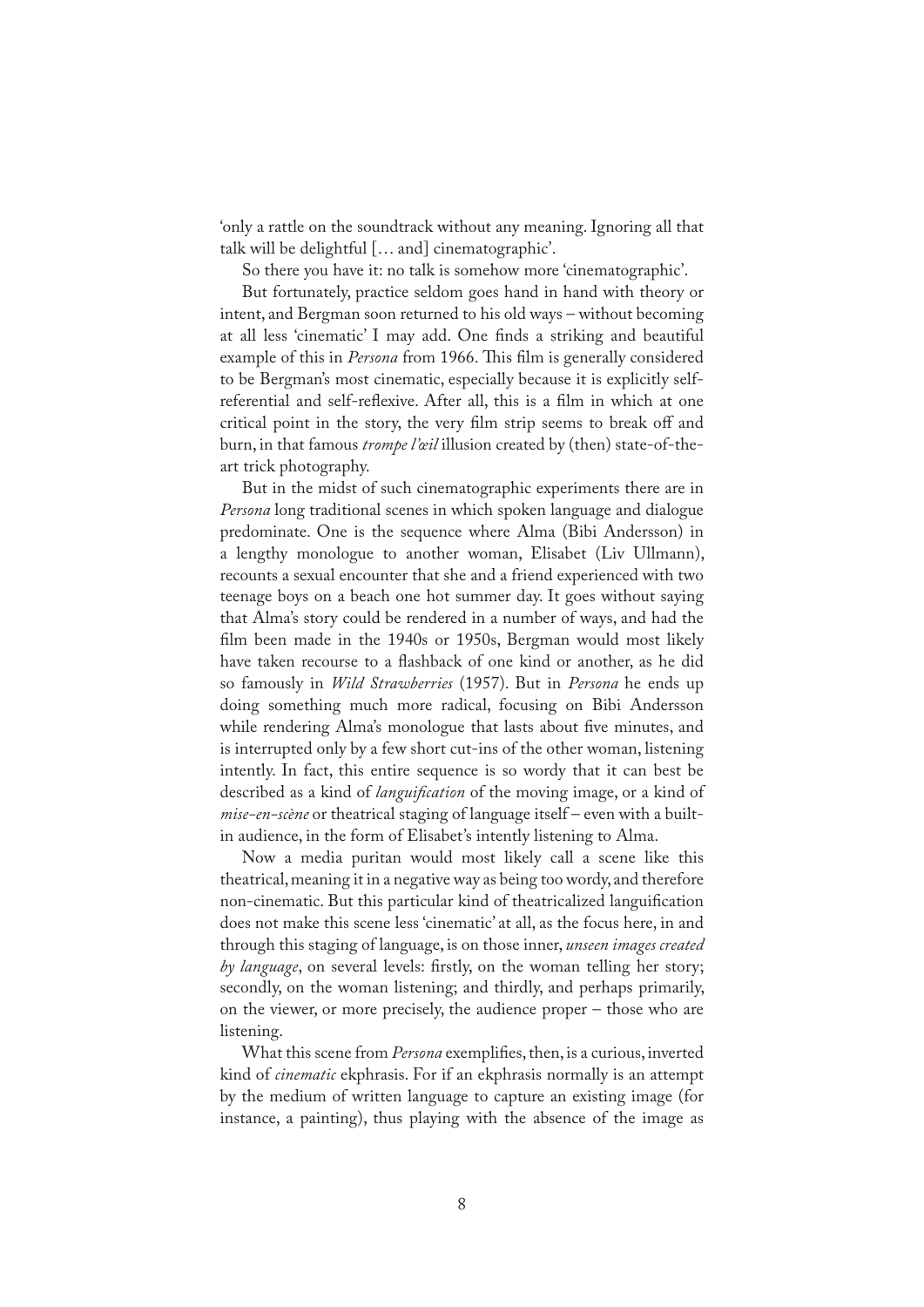'only a rattle on the soundtrack without any meaning. Ignoring all that talk will be delightful [… and] cinematographic'.

So there you have it: no talk is somehow more 'cinematographic'.

But fortunately, practice seldom goes hand in hand with theory or intent, and Bergman soon returned to his old ways – without becoming at all less 'cinematic' I may add. One finds a striking and beautiful example of this in *Persona* from 1966. This film is generally considered to be Bergman's most cinematic, especially because it is explicitly self-referential and self-reflexive. After all, this is a film in which at one critical point in the story, the very film strip seems to break off and burn, in that famous *trompe l'œil* illusion created by (then) state-of-the-art trick photography.

But in the midst of such cinematographic experiments there are in *Persona* long traditional scenes in which spoken language and dialogue predominate. One is the sequence where Alma (Bibi Andersson) in a lengthy monologue to another woman, Elisabet (Liv Ullmann), recounts a sexual encounter that she and a friend experienced with two teenage boys on a beach one hot summer day. It goes without saying that Alma's story could be rendered in a number of ways, and had the film been made in the 1940s or 1950s, Bergman would most likely have taken recourse to a flashback of one kind or another, as he did so famously in *Wild Strawberries* (1957). But in *Persona* he ends up doing something much more radical, focusing on Bibi Andersson while rendering Alma's monologue that lasts about five minutes, and is interrupted only by a few short cut-ins of the other woman, listening intently. In fact, this entire sequence is so wordy that it can best be described as a kind of *languification* of the moving image, or a kind of *mise-en-scène* or theatrical staging of language itself – even with a built-in audience, in the form of Elisabet's intently listening to Alma.

Now a media puritan would most likely call a scene like this theatrical, meaning it in a negative way as being too wordy, and therefore non-cinematic. But this particular kind of theatricalized languification does not make this scene less 'cinematic' at all, as the focus here, in and through this staging of language, is on those inner, *unseen images created by language*, on several levels: firstly, on the woman telling her story; secondly, on the woman listening; and thirdly, and perhaps primarily, on the viewer, or more precisely, the audience proper – those who are listening.

What this scene from *Persona* exemplifies, then, is a curious, inverted kind of *cinematic* ekphrasis. For if an ekphrasis normally is an attempt by the medium of written language to capture an existing image (for instance, a painting), thus playing with the absence of the image as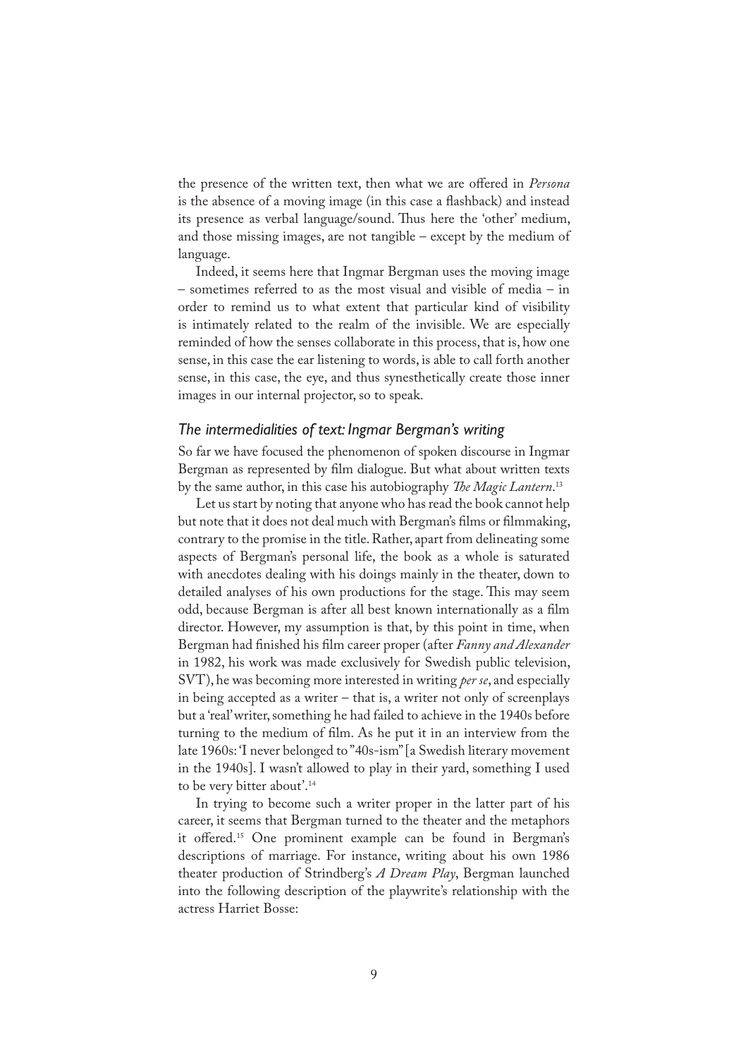the presence of the written text, then what we are offered in *Persona* is the absence of a moving image (in this case a flashback) and instead its presence as verbal language/sound. Thus here the 'other' medium, and those missing images, are not tangible – except by the medium of language.

Indeed, it seems here that Ingmar Bergman uses the moving image – sometimes referred to as the most visual and visible of media – in order to remind us to what extent that particular kind of visibility is intimately related to the realm of the invisible. We are especially reminded of how the senses collaborate in this process, that is, how one sense, in this case the ear listening to words, is able to call forth another sense, in this case, the eye, and thus synesthetically create those inner images in our internal projector, so to speak.

### *The intermedialities of text: Ingmar Bergman's writing*

So far we have focused the phenomenon of spoken discourse in Ingmar Bergman as represented by film dialogue. But what about written texts by the same author, in this case his autobiography *The Magic Lantern*.[13]

Let us start by noting that anyone who has read the book cannot help but note that it does not deal much with Bergman's films or filmmaking, contrary to the promise in the title. Rather, apart from delineating some aspects of Bergman's personal life, the book as a whole is saturated with anecdotes dealing with his doings mainly in the theater, down to detailed analyses of his own productions for the stage. This may seem odd, because Bergman is after all best known internationally as a film director. However, my assumption is that, by this point in time, when Bergman had finished his film career proper (after *Fanny and Alexander* in 1982, his work was made exclusively for Swedish public television, SVT), he was becoming more interested in writing *per se*, and especially in being accepted as a writer – that is, a writer not only of screenplays but a 'real' writer, something he had failed to achieve in the 1940s before turning to the medium of film. As he put it in an interview from the late 1960s: 'I never belonged to "40s-ism" [a Swedish literary movement in the 1940s]. I wasn't allowed to play in their yard, something I used to be very bitter about'.[14]

In trying to become such a writer proper in the latter part of his career, it seems that Bergman turned to the theater and the metaphors it offered.[15] One prominent example can be found in Bergman's descriptions of marriage. For instance, writing about his own 1986 theater production of Strindberg's *A Dream Play*, Bergman launched into the following description of the playwrite's relationship with the actress Harriet Bosse: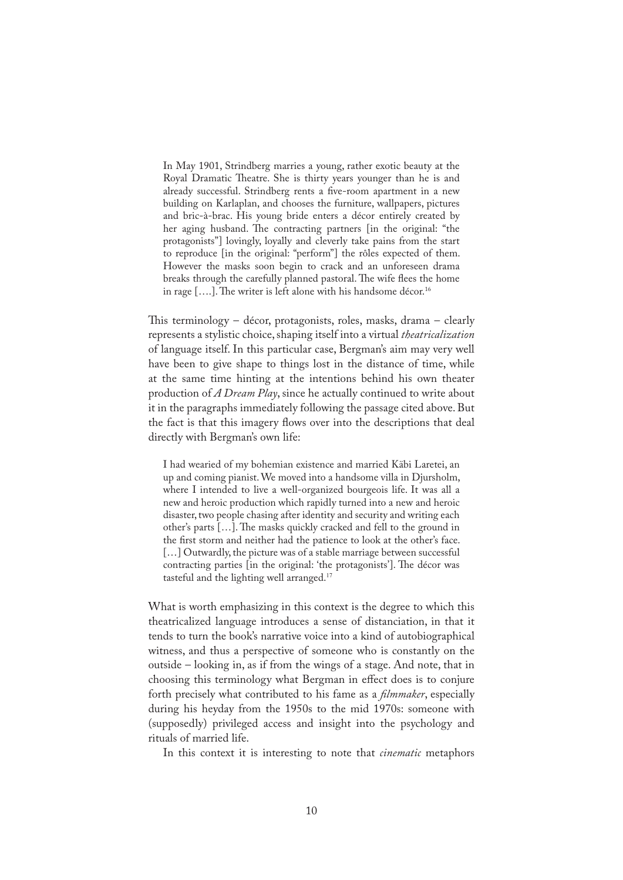> In May 1901, Strindberg marries a young, rather exotic beauty at the Royal Dramatic Theatre. She is thirty years younger than he is and already successful. Strindberg rents a five-room apartment in a new building on Karlaplan, and chooses the furniture, wallpapers, pictures and bric-à-brac. His young bride enters a décor entirely created by her aging husband. The contracting partners [in the original: "the protagonists"] lovingly, loyally and cleverly take pains from the start to reproduce [in the original: "perform"] the rôles expected of them. However the masks soon begin to crack and an unforeseen drama breaks through the carefully planned pastoral. The wife flees the home in rage [….]. The writer is left alone with his handsome décor.[16]

This terminology – décor, protagonists, roles, masks, drama – clearly represents a stylistic choice, shaping itself into a virtual *theatricalization* of language itself. In this particular case, Bergman's aim may very well have been to give shape to things lost in the distance of time, while at the same time hinting at the intentions behind his own theater production of *A Dream Play*, since he actually continued to write about it in the paragraphs immediately following the passage cited above. But the fact is that this imagery flows over into the descriptions that deal directly with Bergman's own life:

> I had wearied of my bohemian existence and married Käbi Laretei, an up and coming pianist. We moved into a handsome villa in Djursholm, where I intended to live a well-organized bourgeois life. It was all a new and heroic production which rapidly turned into a new and heroic disaster, two people chasing after identity and security and writing each other's parts […]. The masks quickly cracked and fell to the ground in the first storm and neither had the patience to look at the other's face. […] Outwardly, the picture was of a stable marriage between successful contracting parties [in the original: 'the protagonists']. The décor was tasteful and the lighting well arranged.[17]

What is worth emphasizing in this context is the degree to which this theatricalized language introduces a sense of distanciation, in that it tends to turn the book's narrative voice into a kind of autobiographical witness, and thus a perspective of someone who is constantly on the outside – looking in, as if from the wings of a stage. And note, that in choosing this terminology what Bergman in effect does is to conjure forth precisely what contributed to his fame as a *filmmaker*, especially during his heyday from the 1950s to the mid 1970s: someone with (supposedly) privileged access and insight into the psychology and rituals of married life.

In this context it is interesting to note that *cinematic* metaphors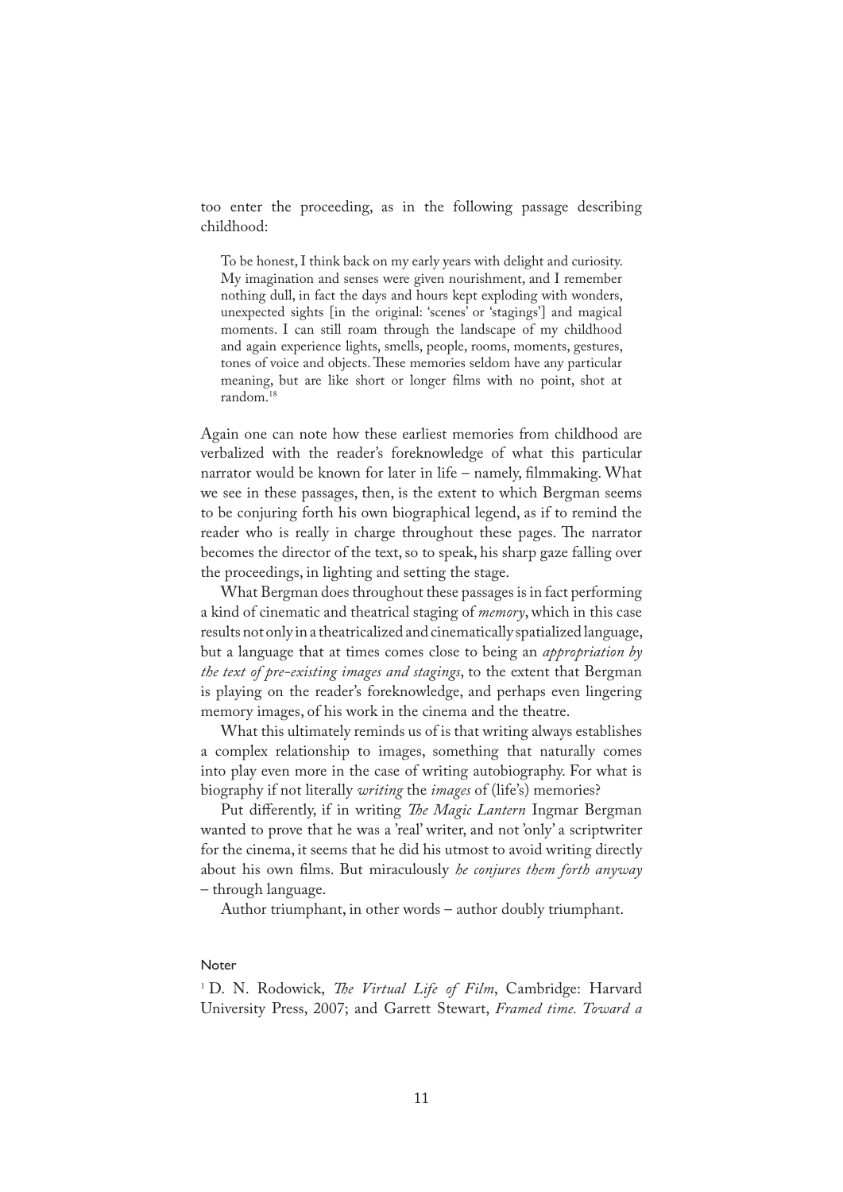too enter the proceeding, as in the following passage describing childhood:

> To be honest, I think back on my early years with delight and curiosity. My imagination and senses were given nourishment, and I remember nothing dull, in fact the days and hours kept exploding with wonders, unexpected sights [in the original: 'scenes' or 'stagings'] and magical moments. I can still roam through the landscape of my childhood and again experience lights, smells, people, rooms, moments, gestures, tones of voice and objects. These memories seldom have any particular meaning, but are like short or longer films with no point, shot at random.[18]

Again one can note how these earliest memories from childhood are verbalized with the reader's foreknowledge of what this particular narrator would be known for later in life – namely, filmmaking. What we see in these passages, then, is the extent to which Bergman seems to be conjuring forth his own biographical legend, as if to remind the reader who is really in charge throughout these pages. The narrator becomes the director of the text, so to speak, his sharp gaze falling over the proceedings, in lighting and setting the stage.

What Bergman does throughout these passages is in fact performing a kind of cinematic and theatrical staging of *memory*, which in this case results not only in a theatricalized and cinematically spatialized language, but a language that at times comes close to being an *appropriation by the text of pre-existing images and stagings*, to the extent that Bergman is playing on the reader's foreknowledge, and perhaps even lingering memory images, of his work in the cinema and the theatre.

What this ultimately reminds us of is that writing always establishes a complex relationship to images, something that naturally comes into play even more in the case of writing autobiography. For what is biography if not literally *writing* the *images* of (life's) memories?

Put differently, if in writing *The Magic Lantern* Ingmar Bergman wanted to prove that he was a 'real' writer, and not 'only' a scriptwriter for the cinema, it seems that he did his utmost to avoid writing directly about his own films. But miraculously *he conjures them forth anyway* – through language.

Author triumphant, in other words – author doubly triumphant.

## Noter

[1] D. N. Rodowick, *The Virtual Life of Film*, Cambridge: Harvard University Press, 2007; and Garrett Stewart, *Framed time. Toward a*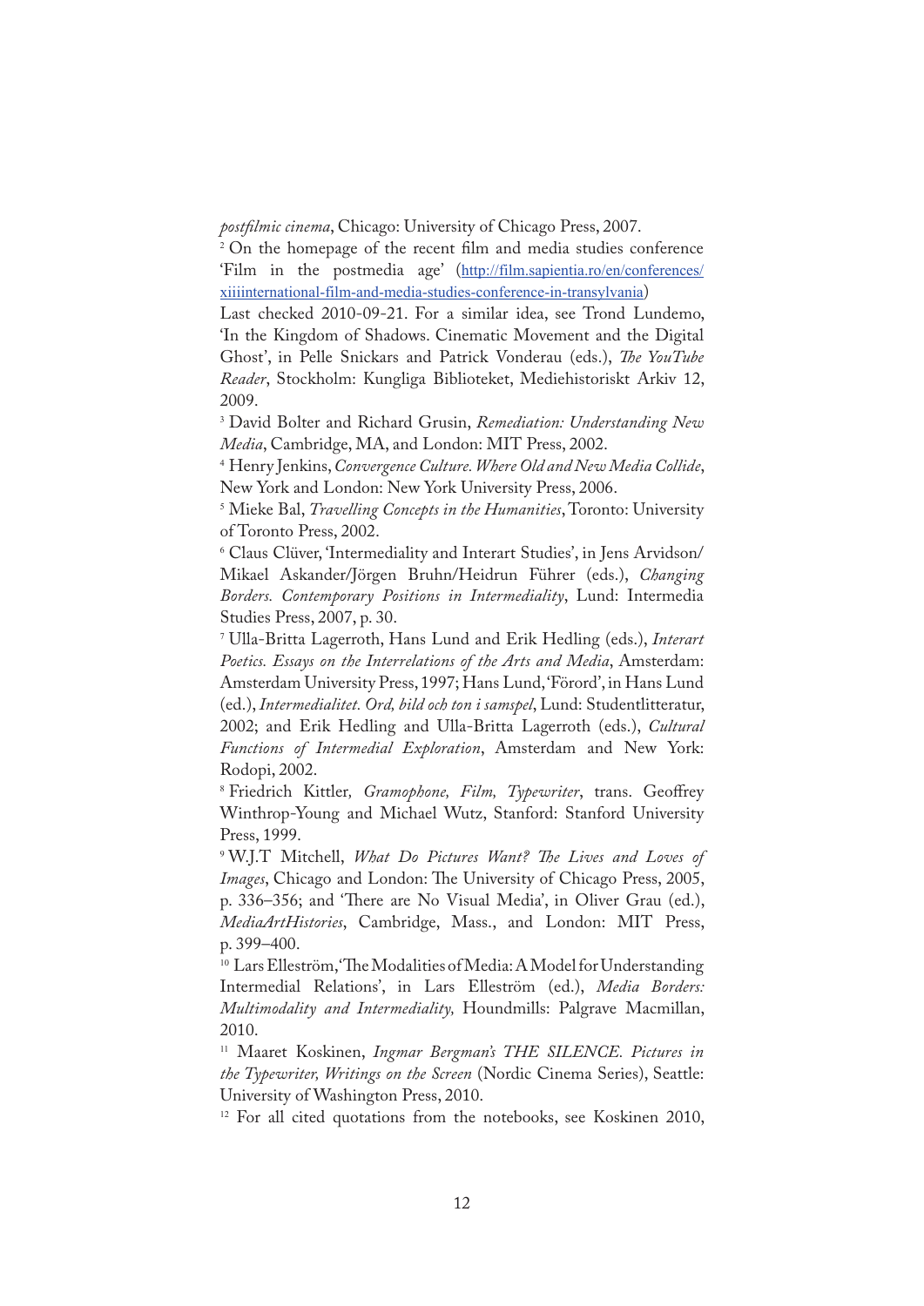*postfilmic cinema*, Chicago: University of Chicago Press, 2007.

[2] On the homepage of the recent film and media studies conference 'Film in the postmedia age' (http://film.sapientia.ro/en/conferences/xiiiinternational-film-and-media-studies-conference-in-transylvania)

Last checked 2010-09-21. For a similar idea, see Trond Lundemo, 'In the Kingdom of Shadows. Cinematic Movement and the Digital Ghost', in Pelle Snickars and Patrick Vonderau (eds.), *The YouTube Reader*, Stockholm: Kungliga Biblioteket, Mediehistoriskt Arkiv 12, 2009.

[3] David Bolter and Richard Grusin, *Remediation: Understanding New Media*, Cambridge, MA, and London: MIT Press, 2002.

[4] Henry Jenkins, *Convergence Culture. Where Old and New Media Collide*, New York and London: New York University Press, 2006.

[5] Mieke Bal, *Travelling Concepts in the Humanities*, Toronto: University of Toronto Press, 2002.

[6] Claus Clüver, 'Intermediality and Interart Studies', in Jens Arvidson/Mikael Askander/Jörgen Bruhn/Heidrun Führer (eds.), *Changing Borders. Contemporary Positions in Intermediality*, Lund: Intermedia Studies Press, 2007, p. 30.

[7] Ulla-Britta Lagerroth, Hans Lund and Erik Hedling (eds.), *Interart Poetics. Essays on the Interrelations of the Arts and Media*, Amsterdam: Amsterdam University Press, 1997; Hans Lund, 'Förord', in Hans Lund (ed.), *Intermedialitet. Ord, bild och ton i samspel*, Lund: Studentlitteratur, 2002; and Erik Hedling and Ulla-Britta Lagerroth (eds.), *Cultural Functions of Intermedial Exploration*, Amsterdam and New York: Rodopi, 2002.

[8] Friedrich Kittler, *Gramophone, Film, Typewriter*, trans. Geoffrey Winthrop-Young and Michael Wutz, Stanford: Stanford University Press, 1999.

[9] W.J.T Mitchell, *What Do Pictures Want? The Lives and Loves of Images*, Chicago and London: The University of Chicago Press, 2005, p. 336–356; and 'There are No Visual Media', in Oliver Grau (ed.), *MediaArtHistories*, Cambridge, Mass., and London: MIT Press, p. 399–400.

[10] Lars Elleström, 'The Modalities of Media: A Model for Understanding Intermedial Relations', in Lars Elleström (ed.), *Media Borders: Multimodality and Intermediality,* Houndmills: Palgrave Macmillan, 2010.

[11] Maaret Koskinen, *Ingmar Bergman's THE SILENCE. Pictures in the Typewriter, Writings on the Screen* (Nordic Cinema Series), Seattle: University of Washington Press, 2010.

[12] For all cited quotations from the notebooks, see Koskinen 2010,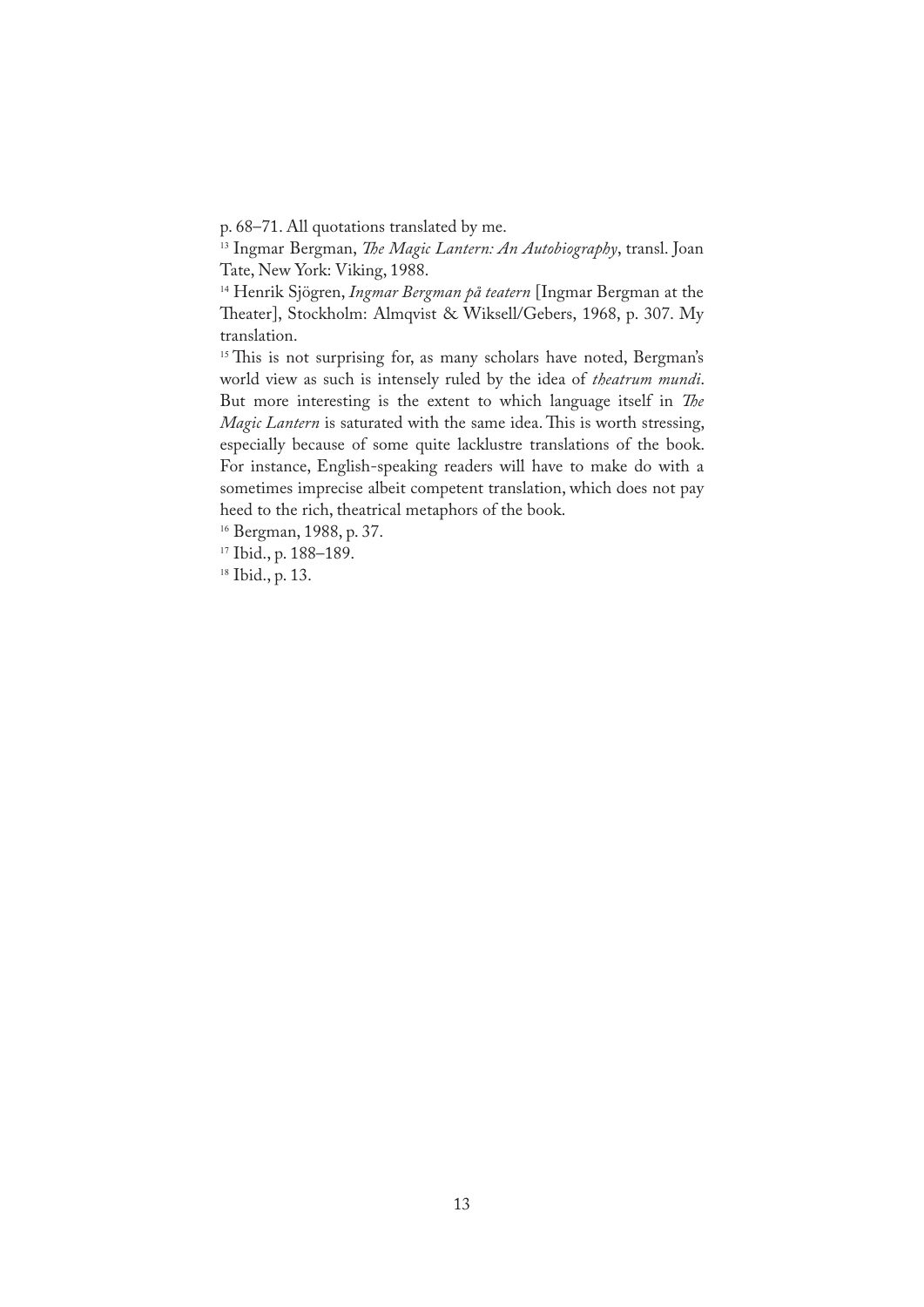p. 68–71. All quotations translated by me.

[13] Ingmar Bergman, *The Magic Lantern: An Autobiography*, transl. Joan Tate, New York: Viking, 1988.

[14] Henrik Sjögren, *Ingmar Bergman på teatern* [Ingmar Bergman at the Theater], Stockholm: Almqvist & Wiksell/Gebers, 1968, p. 307. My translation.

[15] This is not surprising for, as many scholars have noted, Bergman's world view as such is intensely ruled by the idea of *theatrum mundi*. But more interesting is the extent to which language itself in *The Magic Lantern* is saturated with the same idea. This is worth stressing, especially because of some quite lacklustre translations of the book. For instance, English-speaking readers will have to make do with a sometimes imprecise albeit competent translation, which does not pay heed to the rich, theatrical metaphors of the book.

[16] Bergman, 1988, p. 37.

[17] Ibid., p. 188–189.

[18] Ibid., p. 13.